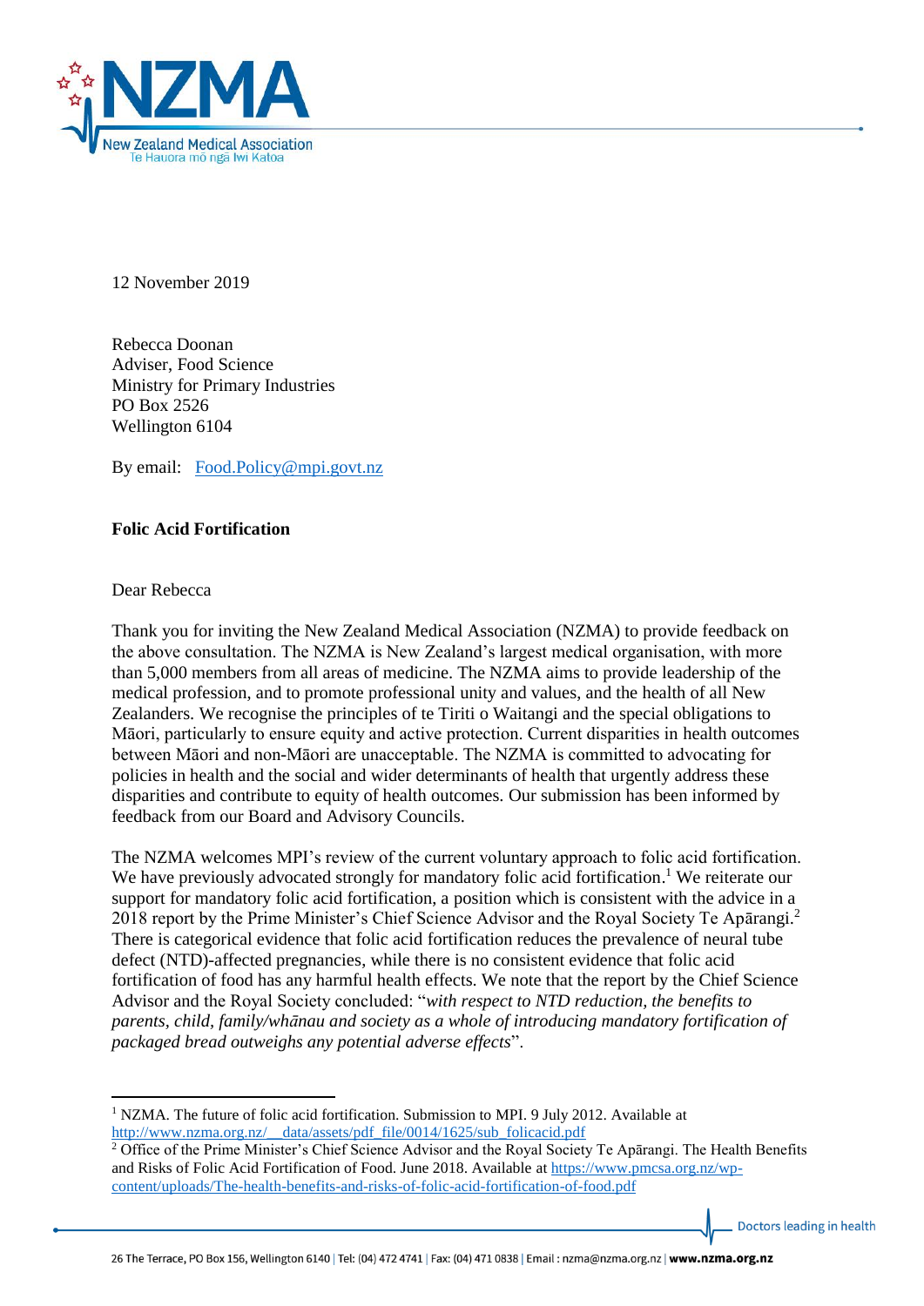12 November 2019

Rebecca Doonan
Adviser, Food Science
Ministry for Primary Industries
PO Box 2526
Wellington 6104

By email: Food.Policy@mpi.govt.nz

**Folic Acid Fortification**

Dear Rebecca

Thank you for inviting the New Zealand Medical Association (NZMA) to provide feedback on the above consultation. The NZMA is New Zealand's largest medical organisation, with more than 5,000 members from all areas of medicine. The NZMA aims to provide leadership of the medical profession, and to promote professional unity and values, and the health of all New Zealanders. We recognise the principles of te Tiriti o Waitangi and the special obligations to Māori, particularly to ensure equity and active protection. Current disparities in health outcomes between Māori and non-Māori are unacceptable. The NZMA is committed to advocating for policies in health and the social and wider determinants of health that urgently address these disparities and contribute to equity of health outcomes. Our submission has been informed by feedback from our Board and Advisory Councils.

The NZMA welcomes MPI's review of the current voluntary approach to folic acid fortification. We have previously advocated strongly for mandatory folic acid fortification.[1] We reiterate our support for mandatory folic acid fortification, a position which is consistent with the advice in a 2018 report by the Prime Minister's Chief Science Advisor and the Royal Society Te Apārangi.[2] There is categorical evidence that folic acid fortification reduces the prevalence of neural tube defect (NTD)-affected pregnancies, while there is no consistent evidence that folic acid fortification of food has any harmful health effects. We note that the report by the Chief Science Advisor and the Royal Society concluded: "*with respect to NTD reduction, the benefits to parents, child, family/whānau and society as a whole of introducing mandatory fortification of packaged bread outweighs any potential adverse effects*".

---

[1] NZMA. The future of folic acid fortification. Submission to MPI. 9 July 2012. Available at http://www.nzma.org.nz/__data/assets/pdf_file/0014/1625/sub_folicacid.pdf

[2] Office of the Prime Minister's Chief Science Advisor and the Royal Society Te Apārangi. The Health Benefits and Risks of Folic Acid Fortification of Food. June 2018. Available at https://www.pmcsa.org.nz/wp-content/uploads/The-health-benefits-and-risks-of-folic-acid-fortification-of-food.pdf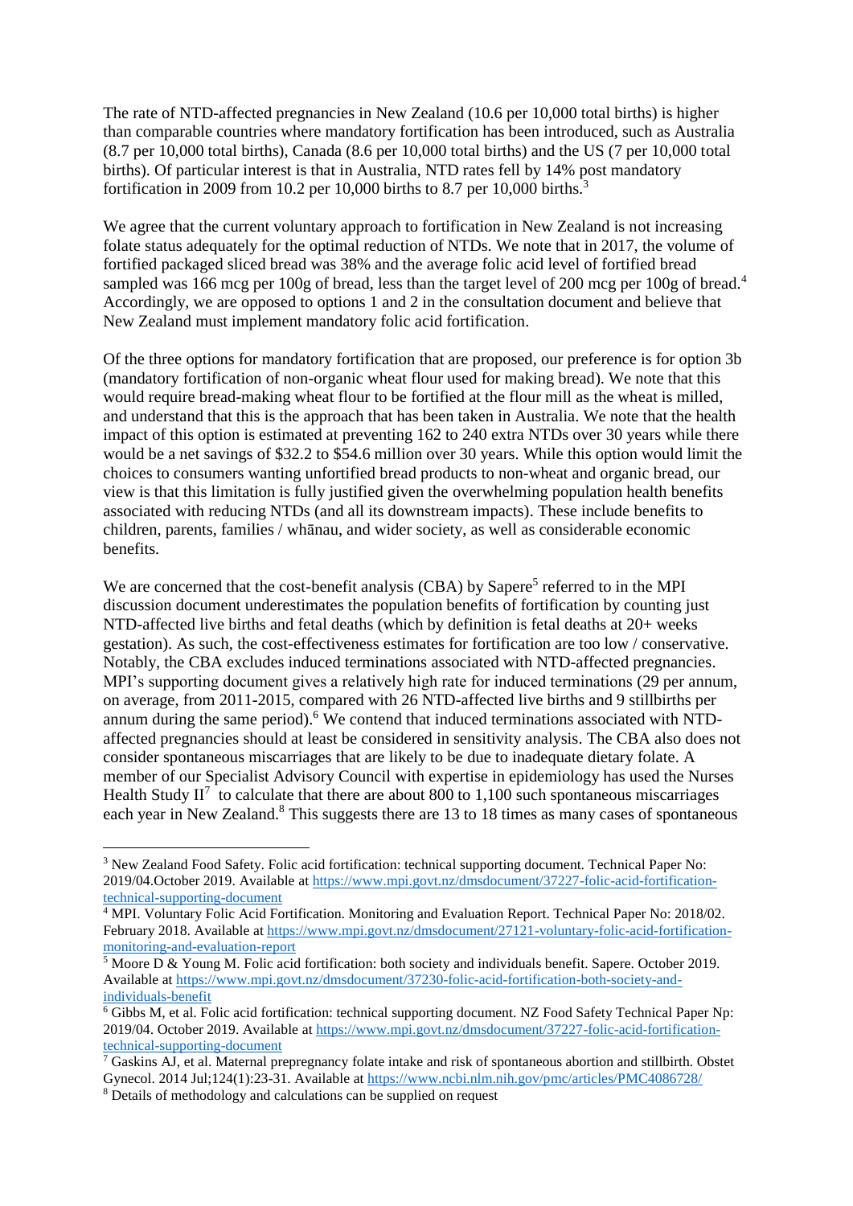The rate of NTD-affected pregnancies in New Zealand (10.6 per 10,000 total births) is higher than comparable countries where mandatory fortification has been introduced, such as Australia (8.7 per 10,000 total births), Canada (8.6 per 10,000 total births) and the US (7 per 10,000 total births). Of particular interest is that in Australia, NTD rates fell by 14% post mandatory fortification in 2009 from 10.2 per 10,000 births to 8.7 per 10,000 births.[3]

We agree that the current voluntary approach to fortification in New Zealand is not increasing folate status adequately for the optimal reduction of NTDs. We note that in 2017, the volume of fortified packaged sliced bread was 38% and the average folic acid level of fortified bread sampled was 166 mcg per 100g of bread, less than the target level of 200 mcg per 100g of bread.[4] Accordingly, we are opposed to options 1 and 2 in the consultation document and believe that New Zealand must implement mandatory folic acid fortification.

Of the three options for mandatory fortification that are proposed, our preference is for option 3b (mandatory fortification of non-organic wheat flour used for making bread). We note that this would require bread-making wheat flour to be fortified at the flour mill as the wheat is milled, and understand that this is the approach that has been taken in Australia. We note that the health impact of this option is estimated at preventing 162 to 240 extra NTDs over 30 years while there would be a net savings of $32.2 to $54.6 million over 30 years. While this option would limit the choices to consumers wanting unfortified bread products to non-wheat and organic bread, our view is that this limitation is fully justified given the overwhelming population health benefits associated with reducing NTDs (and all its downstream impacts). These include benefits to children, parents, families / whānau, and wider society, as well as considerable economic benefits.

We are concerned that the cost-benefit analysis (CBA) by Sapere[5] referred to in the MPI discussion document underestimates the population benefits of fortification by counting just NTD-affected live births and fetal deaths (which by definition is fetal deaths at 20+ weeks gestation). As such, the cost-effectiveness estimates for fortification are too low / conservative. Notably, the CBA excludes induced terminations associated with NTD-affected pregnancies. MPI's supporting document gives a relatively high rate for induced terminations (29 per annum, on average, from 2011-2015, compared with 26 NTD-affected live births and 9 stillbirths per annum during the same period).[6] We contend that induced terminations associated with NTD-affected pregnancies should at least be considered in sensitivity analysis. The CBA also does not consider spontaneous miscarriages that are likely to be due to inadequate dietary folate. A member of our Specialist Advisory Council with expertise in epidemiology has used the Nurses Health Study II[7] to calculate that there are about 800 to 1,100 such spontaneous miscarriages each year in New Zealand.[8] This suggests there are 13 to 18 times as many cases of spontaneous

---

[3] New Zealand Food Safety. Folic acid fortification: technical supporting document. Technical Paper No: 2019/04.October 2019. Available at https://www.mpi.govt.nz/dmsdocument/37227-folic-acid-fortification-technical-supporting-document

[4] MPI. Voluntary Folic Acid Fortification. Monitoring and Evaluation Report. Technical Paper No: 2018/02. February 2018. Available at https://www.mpi.govt.nz/dmsdocument/27121-voluntary-folic-acid-fortification-monitoring-and-evaluation-report

[5] Moore D & Young M. Folic acid fortification: both society and individuals benefit. Sapere. October 2019. Available at https://www.mpi.govt.nz/dmsdocument/37230-folic-acid-fortification-both-society-and-individuals-benefit

[6] Gibbs M, et al. Folic acid fortification: technical supporting document. NZ Food Safety Technical Paper Np: 2019/04. October 2019. Available at https://www.mpi.govt.nz/dmsdocument/37227-folic-acid-fortification-technical-supporting-document

[7] Gaskins AJ, et al. Maternal prepregnancy folate intake and risk of spontaneous abortion and stillbirth. Obstet Gynecol. 2014 Jul;124(1):23-31. Available at https://www.ncbi.nlm.nih.gov/pmc/articles/PMC4086728/

[8] Details of methodology and calculations can be supplied on request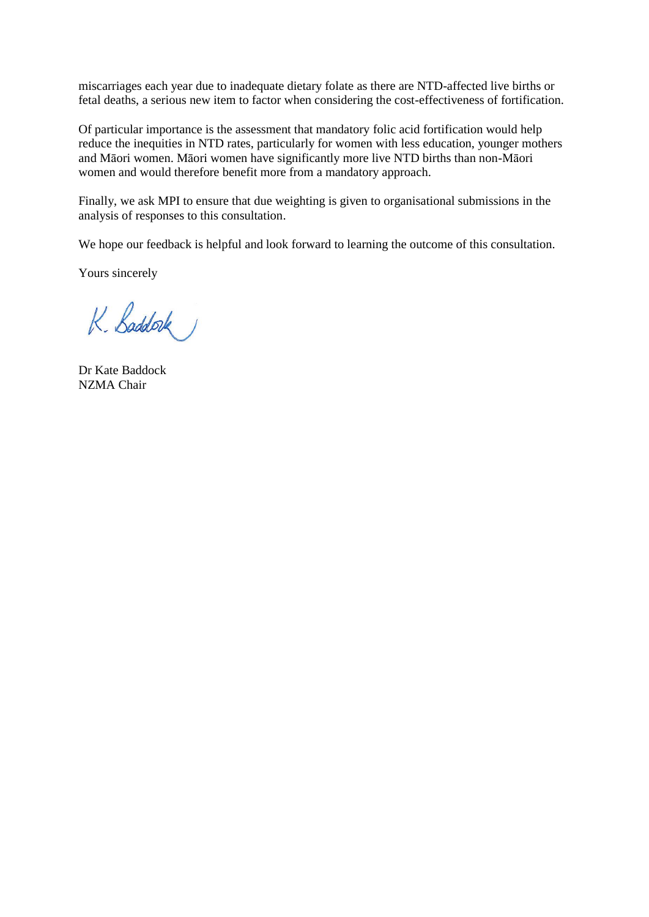miscarriages each year due to inadequate dietary folate as there are NTD-affected live births or fetal deaths, a serious new item to factor when considering the cost-effectiveness of fortification.

Of particular importance is the assessment that mandatory folic acid fortification would help reduce the inequities in NTD rates, particularly for women with less education, younger mothers and Māori women. Māori women have significantly more live NTD births than non-Māori women and would therefore benefit more from a mandatory approach.

Finally, we ask MPI to ensure that due weighting is given to organisational submissions in the analysis of responses to this consultation.

We hope our feedback is helpful and look forward to learning the outcome of this consultation.

Yours sincerely

K. Baddock

Dr Kate Baddock
NZMA Chair